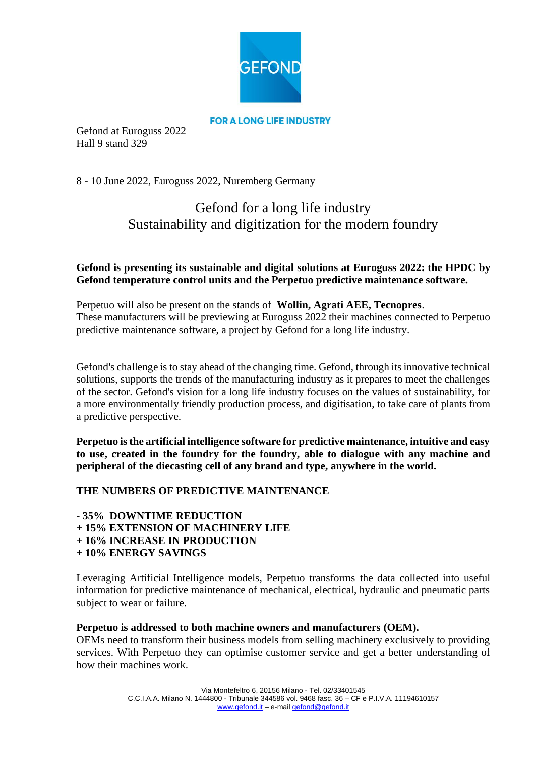GEFOND

**FOR A LONG LIFE INDUSTRY**

Gefond at Euroguss 2022
Hall 9 stand 329

8 - 10 June 2022, Euroguss 2022, Nuremberg Germany

# Gefond for a long life industry
# Sustainability and digitization for the modern foundry

**Gefond is presenting its sustainable and digital solutions at Euroguss 2022: the HPDC by Gefond temperature control units and the Perpetuo predictive maintenance software.**

Perpetuo will also be present on the stands of **Wollin, Agrati AEE, Tecnopres**.
These manufacturers will be previewing at Euroguss 2022 their machines connected to Perpetuo predictive maintenance software, a project by Gefond for a long life industry.

Gefond's challenge is to stay ahead of the changing time. Gefond, through its innovative technical solutions, supports the trends of the manufacturing industry as it prepares to meet the challenges of the sector. Gefond's vision for a long life industry focuses on the values of sustainability, for a more environmentally friendly production process, and digitisation, to take care of plants from a predictive perspective.

**Perpetuo is the artificial intelligence software for predictive maintenance, intuitive and easy to use, created in the foundry for the foundry, able to dialogue with any machine and peripheral of the diecasting cell of any brand and type, anywhere in the world.**

**THE NUMBERS OF PREDICTIVE MAINTENANCE**

**- 35% DOWNTIME REDUCTION**
**+ 15% EXTENSION OF MACHINERY LIFE**
**+ 16% INCREASE IN PRODUCTION**
**+ 10% ENERGY SAVINGS**

Leveraging Artificial Intelligence models, Perpetuo transforms the data collected into useful information for predictive maintenance of mechanical, electrical, hydraulic and pneumatic parts subject to wear or failure.

**Perpetuo is addressed to both machine owners and manufacturers (OEM).**
OEMs need to transform their business models from selling machinery exclusively to providing services. With Perpetuo they can optimise customer service and get a better understanding of how their machines work.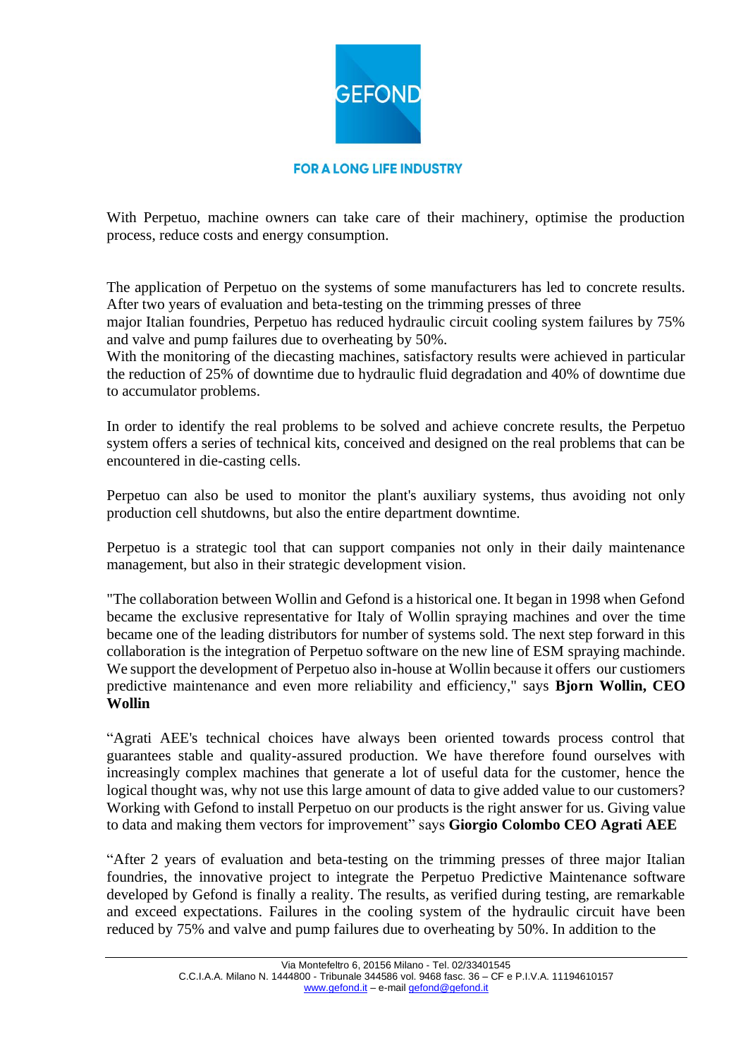With Perpetuo, machine owners can take care of their machinery, optimise the production process, reduce costs and energy consumption.

The application of Perpetuo on the systems of some manufacturers has led to concrete results. After two years of evaluation and beta-testing on the trimming presses of three major Italian foundries, Perpetuo has reduced hydraulic circuit cooling system failures by 75% and valve and pump failures due to overheating by 50%.
With the monitoring of the diecasting machines, satisfactory results were achieved in particular the reduction of 25% of downtime due to hydraulic fluid degradation and 40% of downtime due to accumulator problems.

In order to identify the real problems to be solved and achieve concrete results, the Perpetuo system offers a series of technical kits, conceived and designed on the real problems that can be encountered in die-casting cells.

Perpetuo can also be used to monitor the plant's auxiliary systems, thus avoiding not only production cell shutdowns, but also the entire department downtime.

Perpetuo is a strategic tool that can support companies not only in their daily maintenance management, but also in their strategic development vision.

"The collaboration between Wollin and Gefond is a historical one. It began in 1998 when Gefond became the exclusive representative for Italy of Wollin spraying machines and over the time became one of the leading distributors for number of systems sold. The next step forward in this collaboration is the integration of Perpetuo software on the new line of ESM spraying machinde. We support the development of Perpetuo also in-house at Wollin because it offers our custiomers predictive maintenance and even more reliability and efficiency," says **Bjorn Wollin, CEO Wollin**

"Agrati AEE's technical choices have always been oriented towards process control that guarantees stable and quality-assured production. We have therefore found ourselves with increasingly complex machines that generate a lot of useful data for the customer, hence the logical thought was, why not use this large amount of data to give added value to our customers? Working with Gefond to install Perpetuo on our products is the right answer for us. Giving value to data and making them vectors for improvement" says **Giorgio Colombo CEO Agrati AEE**

"After 2 years of evaluation and beta-testing on the trimming presses of three major Italian foundries, the innovative project to integrate the Perpetuo Predictive Maintenance software developed by Gefond is finally a reality. The results, as verified during testing, are remarkable and exceed expectations. Failures in the cooling system of the hydraulic circuit have been reduced by 75% and valve and pump failures due to overheating by 50%. In addition to the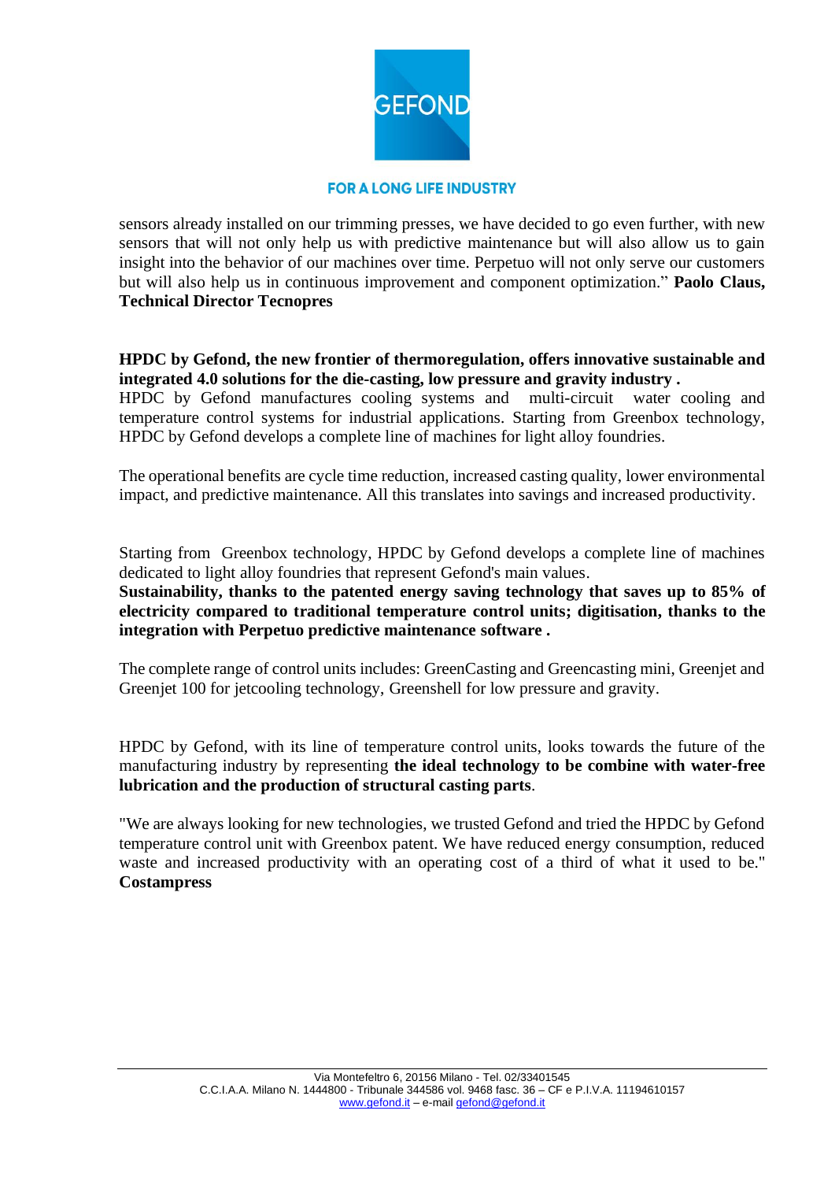sensors already installed on our trimming presses, we have decided to go even further, with new sensors that will not only help us with predictive maintenance but will also allow us to gain insight into the behavior of our machines over time. Perpetuo will not only serve our customers but will also help us in continuous improvement and component optimization." **Paolo Claus, Technical Director Tecnopres**

**HPDC by Gefond, the new frontier of thermoregulation, offers innovative sustainable and integrated 4.0 solutions for the die-casting, low pressure and gravity industry .**
HPDC by Gefond manufactures cooling systems and multi-circuit water cooling and temperature control systems for industrial applications. Starting from Greenbox technology, HPDC by Gefond develops a complete line of machines for light alloy foundries.

The operational benefits are cycle time reduction, increased casting quality, lower environmental impact, and predictive maintenance. All this translates into savings and increased productivity.

Starting from Greenbox technology, HPDC by Gefond develops a complete line of machines dedicated to light alloy foundries that represent Gefond's main values.
**Sustainability, thanks to the patented energy saving technology that saves up to 85% of electricity compared to traditional temperature control units; digitisation, thanks to the integration with Perpetuo predictive maintenance software .**

The complete range of control units includes: GreenCasting and Greencasting mini, Greenjet and Greenjet 100 for jetcooling technology, Greenshell for low pressure and gravity.

HPDC by Gefond, with its line of temperature control units, looks towards the future of the manufacturing industry by representing **the ideal technology to be combine with water-free lubrication and the production of structural casting parts**.

"We are always looking for new technologies, we trusted Gefond and tried the HPDC by Gefond temperature control unit with Greenbox patent. We have reduced energy consumption, reduced waste and increased productivity with an operating cost of a third of what it used to be." **Costampress**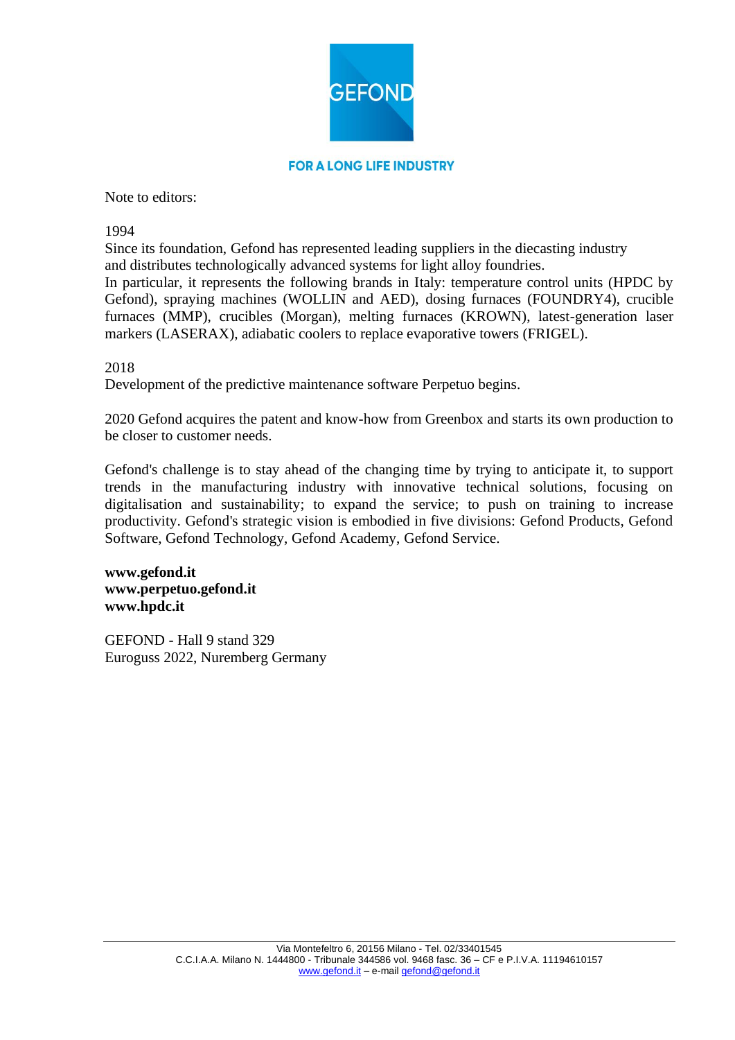FOR A LONG LIFE INDUSTRY

Note to editors:

1994
Since its foundation, Gefond has represented leading suppliers in the diecasting industry and distributes technologically advanced systems for light alloy foundries.
In particular, it represents the following brands in Italy: temperature control units (HPDC by Gefond), spraying machines (WOLLIN and AED), dosing furnaces (FOUNDRY4), crucible furnaces (MMP), crucibles (Morgan), melting furnaces (KROWN), latest-generation laser markers (LASERAX), adiabatic coolers to replace evaporative towers (FRIGEL).

2018
Development of the predictive maintenance software Perpetuo begins.

2020 Gefond acquires the patent and know-how from Greenbox and starts its own production to be closer to customer needs.

Gefond's challenge is to stay ahead of the changing time by trying to anticipate it, to support trends in the manufacturing industry with innovative technical solutions, focusing on digitalisation and sustainability; to expand the service; to push on training to increase productivity. Gefond's strategic vision is embodied in five divisions: Gefond Products, Gefond Software, Gefond Technology, Gefond Academy, Gefond Service.

**www.gefond.it**
**www.perpetuo.gefond.it**
**www.hpdc.it**

GEFOND - Hall 9 stand 329
Euroguss 2022, Nuremberg Germany